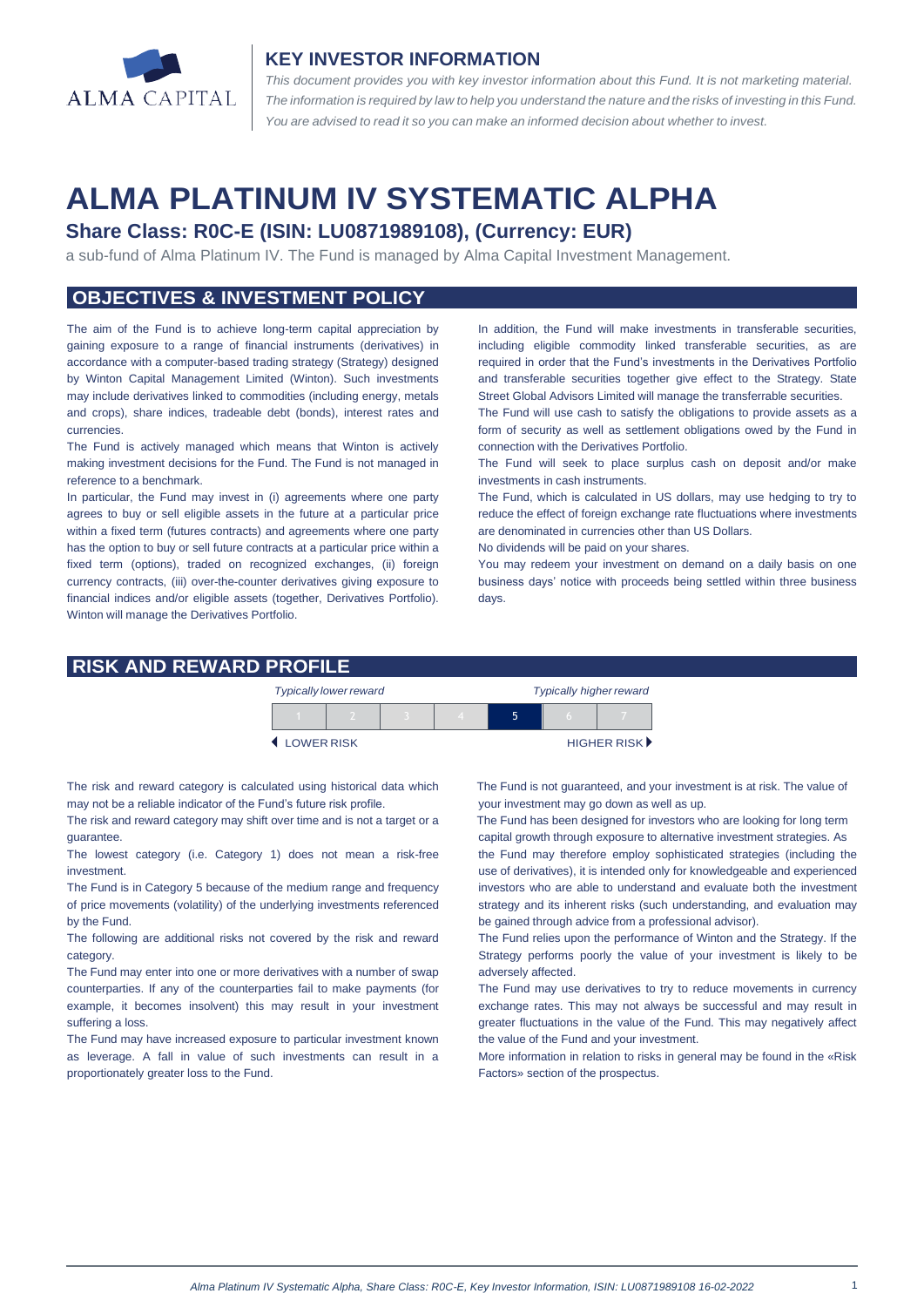ALMA CAPITAL

## KEY INVESTOR INFORMATION

*This document provides you with key investor information about this Fund. It is not marketing material. The information is required by law to help you understand the nature and the risks of investing in this Fund. You are advised to read it so you can make an informed decision about whether to invest.*

# ALMA PLATINUM IV SYSTEMATIC ALPHA

### Share Class: R0C-E (ISIN: LU0871989108), (Currency: EUR)

a sub-fund of Alma Platinum IV. The Fund is managed by Alma Capital Investment Management.

## OBJECTIVES & INVESTMENT POLICY

The aim of the Fund is to achieve long-term capital appreciation by gaining exposure to a range of financial instruments (derivatives) in accordance with a computer-based trading strategy (Strategy) designed by Winton Capital Management Limited (Winton). Such investments may include derivatives linked to commodities (including energy, metals and crops), share indices, tradeable debt (bonds), interest rates and currencies.

The Fund is actively managed which means that Winton is actively making investment decisions for the Fund. The Fund is not managed in reference to a benchmark.

In particular, the Fund may invest in (i) agreements where one party agrees to buy or sell eligible assets in the future at a particular price within a fixed term (futures contracts) and agreements where one party has the option to buy or sell future contracts at a particular price within a fixed term (options), traded on recognized exchanges, (ii) foreign currency contracts, (iii) over-the-counter derivatives giving exposure to financial indices and/or eligible assets (together, Derivatives Portfolio). Winton will manage the Derivatives Portfolio.

In addition, the Fund will make investments in transferable securities, including eligible commodity linked transferable securities, as are required in order that the Fund's investments in the Derivatives Portfolio and transferable securities together give effect to the Strategy. State Street Global Advisors Limited will manage the transferrable securities.

The Fund will use cash to satisfy the obligations to provide assets as a form of security as well as settlement obligations owed by the Fund in connection with the Derivatives Portfolio.

The Fund will seek to place surplus cash on deposit and/or make investments in cash instruments.

The Fund, which is calculated in US dollars, may use hedging to try to reduce the effect of foreign exchange rate fluctuations where investments are denominated in currencies other than US Dollars.

No dividends will be paid on your shares.

You may redeem your investment on demand on a daily basis on one business days' notice with proceeds being settled within three business days.

## RISK AND REWARD PROFILE

*Typically lower reward* — *Typically higher reward*

| 1 | 2 | 3 | 4 | **5** | 6 | 7 |
|---|---|---|---|---|---|---|

◀ LOWER RISK — HIGHER RISK ▶

The risk and reward category is calculated using historical data which may not be a reliable indicator of the Fund's future risk profile.

The risk and reward category may shift over time and is not a target or a guarantee.

The lowest category (i.e. Category 1) does not mean a risk-free investment.

The Fund is in Category 5 because of the medium range and frequency of price movements (volatility) of the underlying investments referenced by the Fund.

The following are additional risks not covered by the risk and reward category.

The Fund may enter into one or more derivatives with a number of swap counterparties. If any of the counterparties fail to make payments (for example, it becomes insolvent) this may result in your investment suffering a loss.

The Fund may have increased exposure to particular investment known as leverage. A fall in value of such investments can result in a proportionately greater loss to the Fund.

The Fund is not guaranteed, and your investment is at risk. The value of your investment may go down as well as up.

The Fund has been designed for investors who are looking for long term capital growth through exposure to alternative investment strategies. As the Fund may therefore employ sophisticated strategies (including the use of derivatives), it is intended only for knowledgeable and experienced investors who are able to understand and evaluate both the investment strategy and its inherent risks (such understanding, and evaluation may be gained through advice from a professional advisor).

The Fund relies upon the performance of Winton and the Strategy. If the Strategy performs poorly the value of your investment is likely to be adversely affected.

The Fund may use derivatives to try to reduce movements in currency exchange rates. This may not always be successful and may result in greater fluctuations in the value of the Fund. This may negatively affect the value of the Fund and your investment.

More information in relation to risks in general may be found in the «Risk Factors» section of the prospectus.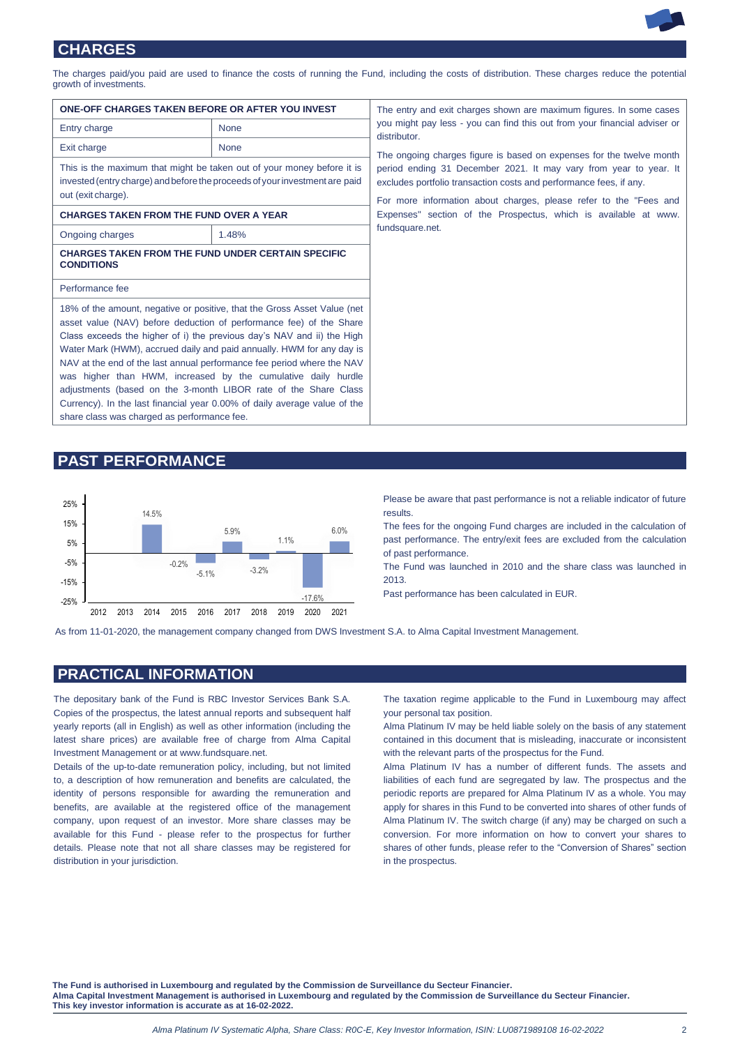## CHARGES

The charges paid/you paid are used to finance the costs of running the Fund, including the costs of distribution. These charges reduce the potential growth of investments.

| ONE-OFF CHARGES TAKEN BEFORE OR AFTER YOU INVEST | |
|---|---|
| Entry charge | None |
| Exit charge | None |
| This is the maximum that might be taken out of your money before it is invested (entry charge) and before the proceeds of your investment are paid out (exit charge). | |
| **CHARGES TAKEN FROM THE FUND OVER A YEAR** | |
| Ongoing charges | 1.48% |
| **CHARGES TAKEN FROM THE FUND UNDER CERTAIN SPECIFIC CONDITIONS** | |
| Performance fee | |
| 18% of the amount, negative or positive, that the Gross Asset Value (net asset value (NAV) before deduction of performance fee) of the Share Class exceeds the higher of i) the previous day's NAV and ii) the High Water Mark (HWM), accrued daily and paid annually. HWM for any day is NAV at the end of the last annual performance fee period where the NAV was higher than HWM, increased by the cumulative daily hurdle adjustments (based on the 3-month LIBOR rate of the Share Class Currency). In the last financial year 0.00% of daily average value of the share class was charged as performance fee. | |

The entry and exit charges shown are maximum figures. In some cases you might pay less - you can find this out from your financial adviser or distributor.

The ongoing charges figure is based on expenses for the twelve month period ending 31 December 2021. It may vary from year to year. It excludes portfolio transaction costs and performance fees, if any.

For more information about charges, please refer to the "Fees and Expenses" section of the Prospectus, which is available at www.fundsquare.net.

## PAST PERFORMANCE

25%
15%
5%
-5%
-15%
-25%

14.5%
-0.2%
-5.1%
5.9%
-3.2%
1.1%
-17.6%
6.0%

2012 2013 2014 2015 2016 2017 2018 2019 2020 2021

Please be aware that past performance is not a reliable indicator of future results.

The fees for the ongoing Fund charges are included in the calculation of past performance. The entry/exit fees are excluded from the calculation of past performance.

The Fund was launched in 2010 and the share class was launched in 2013.

Past performance has been calculated in EUR.

As from 11-01-2020, the management company changed from DWS Investment S.A. to Alma Capital Investment Management.

## PRACTICAL INFORMATION

The depositary bank of the Fund is RBC Investor Services Bank S.A. Copies of the prospectus, the latest annual reports and subsequent half yearly reports (all in English) as well as other information (including the latest share prices) are available free of charge from Alma Capital Investment Management or at www.fundsquare.net.

Details of the up-to-date remuneration policy, including, but not limited to, a description of how remuneration and benefits are calculated, the identity of persons responsible for awarding the remuneration and benefits, are available at the registered office of the management company, upon request of an investor. More share classes may be available for this Fund - please refer to the prospectus for further details. Please note that not all share classes may be registered for distribution in your jurisdiction.

The taxation regime applicable to the Fund in Luxembourg may affect your personal tax position.

Alma Platinum IV may be held liable solely on the basis of any statement contained in this document that is misleading, inaccurate or inconsistent with the relevant parts of the prospectus for the Fund.

Alma Platinum IV has a number of different funds. The assets and liabilities of each fund are segregated by law. The prospectus and the periodic reports are prepared for Alma Platinum IV as a whole. You may apply for shares in this Fund to be converted into shares of other funds of Alma Platinum IV. The switch charge (if any) may be charged on such a conversion. For more information on how to convert your shares to shares of other funds, please refer to the "Conversion of Shares" section in the prospectus.

**The Fund is authorised in Luxembourg and regulated by the Commission de Surveillance du Secteur Financier.**
**Alma Capital Investment Management is authorised in Luxembourg and regulated by the Commission de Surveillance du Secteur Financier.**
**This key investor information is accurate as at 16-02-2022.**